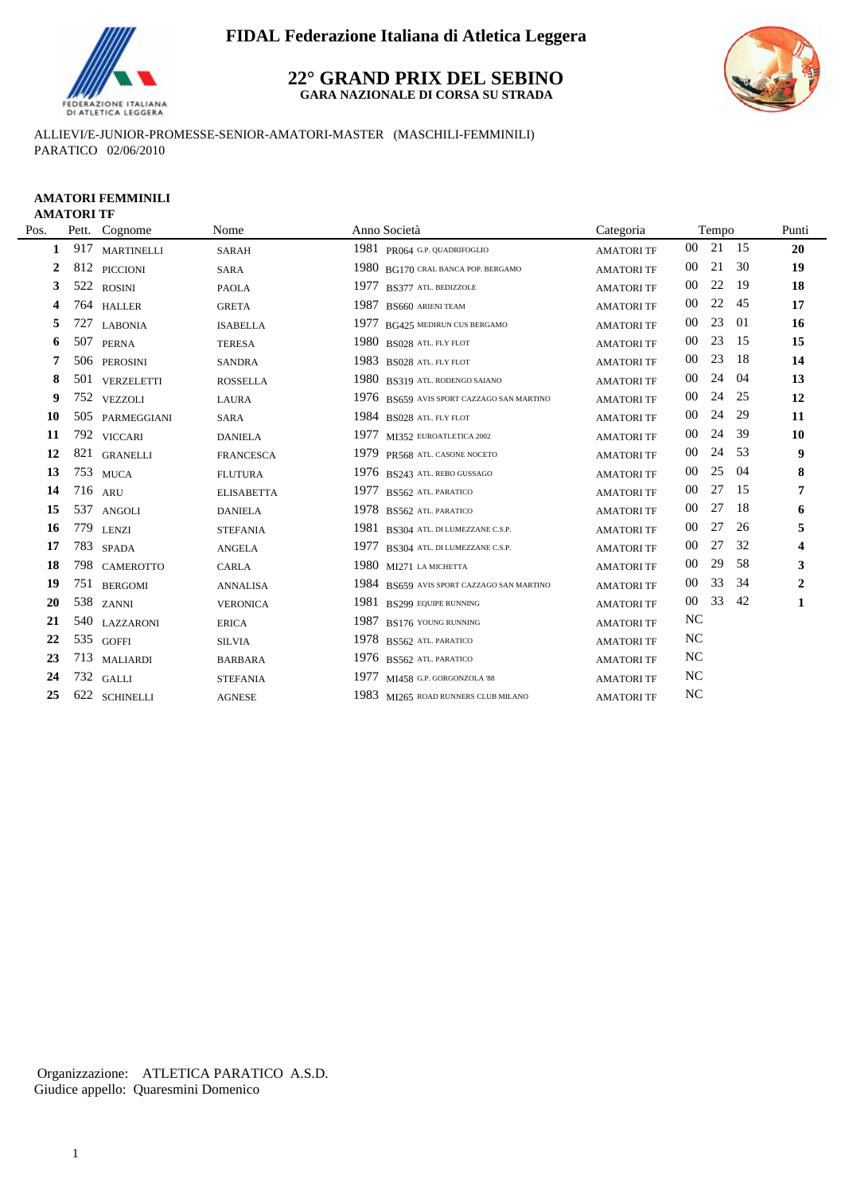# FIDAL Federazione Italiana di Atletica Leggera

## 22° GRAND PRIX DEL SEBINO

**GARA NAZIONALE DI CORSA SU STRADA**

ALLIEVI/E-JUNIOR-PROMESSE-SENIOR-AMATORI-MASTER (MASCHILI-FEMMINILI)
PARATICO 02/06/2010

**AMATORI FEMMINILI**
**AMATORI TF**

| Pos. | Pett. | Cognome | Nome | Anno | Società | Categoria | Tempo | | | Punti |
|---|---|---|---|---|---|---|---|---|---|---|
| 1 | 917 | MARTINELLI | SARAH | 1981 | PR064 G.P. QUADRIFOGLIO | AMATORI TF | 00 | 21 | 15 | 20 |
| 2 | 812 | PICCIONI | SARA | 1980 | BG170 CRAL BANCA POP. BERGAMO | AMATORI TF | 00 | 21 | 30 | 19 |
| 3 | 522 | ROSINI | PAOLA | 1977 | BS377 ATL. BEDIZZOLE | AMATORI TF | 00 | 22 | 19 | 18 |
| 4 | 764 | HALLER | GRETA | 1987 | BS660 ARIENI TEAM | AMATORI TF | 00 | 22 | 45 | 17 |
| 5 | 727 | LABONIA | ISABELLA | 1977 | BG425 MEDIRUN CUS BERGAMO | AMATORI TF | 00 | 23 | 01 | 16 |
| 6 | 507 | PERNA | TERESA | 1980 | BS028 ATL. FLY FLOT | AMATORI TF | 00 | 23 | 15 | 15 |
| 7 | 506 | PEROSINI | SANDRA | 1983 | BS028 ATL. FLY FLOT | AMATORI TF | 00 | 23 | 18 | 14 |
| 8 | 501 | VERZELETTI | ROSSELLA | 1980 | BS319 ATL. RODENGO SAIANO | AMATORI TF | 00 | 24 | 04 | 13 |
| 9 | 752 | VEZZOLI | LAURA | 1976 | BS659 AVIS SPORT CAZZAGO SAN MARTINO | AMATORI TF | 00 | 24 | 25 | 12 |
| 10 | 505 | PARMEGGIANI | SARA | 1984 | BS028 ATL. FLY FLOT | AMATORI TF | 00 | 24 | 29 | 11 |
| 11 | 792 | VICCARI | DANIELA | 1977 | MI352 EUROATLETICA 2002 | AMATORI TF | 00 | 24 | 39 | 10 |
| 12 | 821 | GRANELLI | FRANCESCA | 1979 | PR568 ATL. CASONE NOCETO | AMATORI TF | 00 | 24 | 53 | 9 |
| 13 | 753 | MUCA | FLUTURA | 1976 | BS243 ATL. REBO GUSSAGO | AMATORI TF | 00 | 25 | 04 | 8 |
| 14 | 716 | ARU | ELISABETTA | 1977 | BS562 ATL. PARATICO | AMATORI TF | 00 | 27 | 15 | 7 |
| 15 | 537 | ANGOLI | DANIELA | 1978 | BS562 ATL. PARATICO | AMATORI TF | 00 | 27 | 18 | 6 |
| 16 | 779 | LENZI | STEFANIA | 1981 | BS304 ATL. DI LUMEZZANE C.S.P. | AMATORI TF | 00 | 27 | 26 | 5 |
| 17 | 783 | SPADA | ANGELA | 1977 | BS304 ATL. DI LUMEZZANE C.S.P. | AMATORI TF | 00 | 27 | 32 | 4 |
| 18 | 798 | CAMEROTTO | CARLA | 1980 | MI271 LA MICHETTA | AMATORI TF | 00 | 29 | 58 | 3 |
| 19 | 751 | BERGOMI | ANNALISA | 1984 | BS659 AVIS SPORT CAZZAGO SAN MARTINO | AMATORI TF | 00 | 33 | 34 | 2 |
| 20 | 538 | ZANNI | VERONICA | 1981 | BS299 EQUIPE RUNNING | AMATORI TF | 00 | 33 | 42 | 1 |
| 21 | 540 | LAZZARONI | ERICA | 1987 | BS176 YOUNG RUNNING | AMATORI TF | NC | | | |
| 22 | 535 | GOFFI | SILVIA | 1978 | BS562 ATL. PARATICO | AMATORI TF | NC | | | |
| 23 | 713 | MALIARDI | BARBARA | 1976 | BS562 ATL. PARATICO | AMATORI TF | NC | | | |
| 24 | 732 | GALLI | STEFANIA | 1977 | MI458 G.P. GORGONZOLA '88 | AMATORI TF | NC | | | |
| 25 | 622 | SCHINELLI | AGNESE | 1983 | MI265 ROAD RUNNERS CLUB MILANO | AMATORI TF | NC | | | |

Organizzazione: ATLETICA PARATICO A.S.D.
Giudice appello: Quaresmini Domenico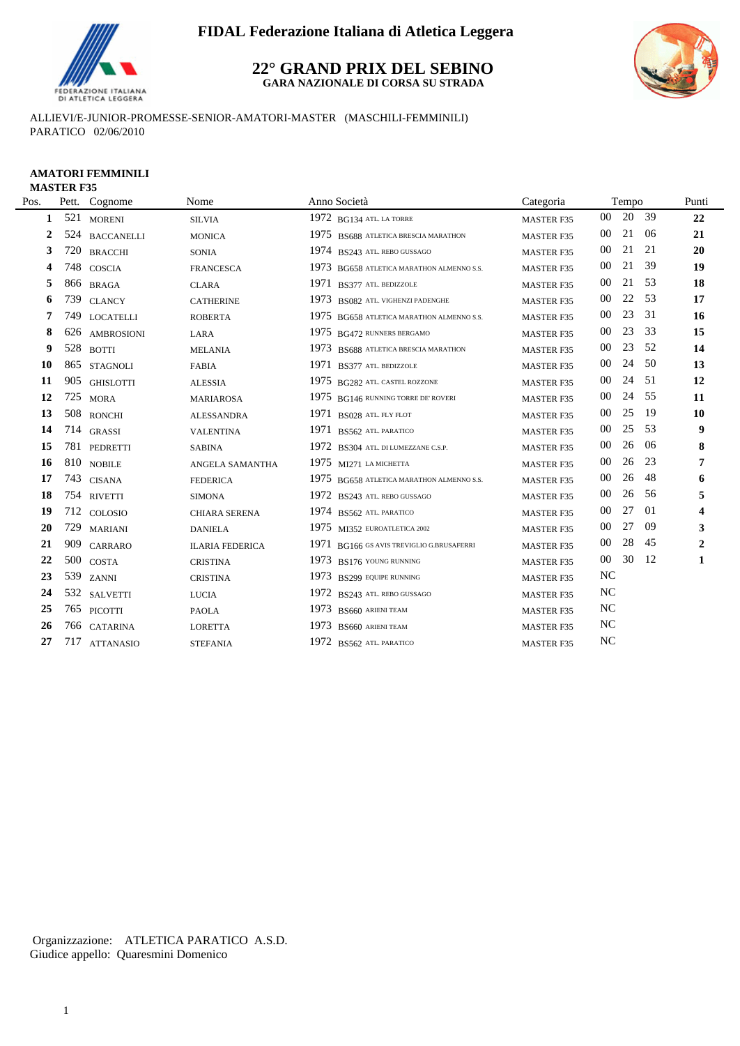**FIDAL Federazione Italiana di Atletica Leggera**

# 22° GRAND PRIX DEL SEBINO

**GARA NAZIONALE DI CORSA SU STRADA**

ALLIEVI/E-JUNIOR-PROMESSE-SENIOR-AMATORI-MASTER (MASCHILI-FEMMINILI)
PARATICO 02/06/2010

**AMATORI FEMMINILI**
**MASTER F35**

| Pos. | Pett. | Cognome | Nome | Anno | Società | Categoria | Tempo | | | Punti |
|---|---|---|---|---|---|---|---|---|---|---|
| 1 | 521 | MORENI | SILVIA | 1972 | BG134 ATL. LA TORRE | MASTER F35 | 00 | 20 | 39 | 22 |
| 2 | 524 | BACCANELLI | MONICA | 1975 | BS688 ATLETICA BRESCIA MARATHON | MASTER F35 | 00 | 21 | 06 | 21 |
| 3 | 720 | BRACCHI | SONIA | 1974 | BS243 ATL. REBO GUSSAGO | MASTER F35 | 00 | 21 | 21 | 20 |
| 4 | 748 | COSCIA | FRANCESCA | 1973 | BG658 ATLETICA MARATHON ALMENNO S.S. | MASTER F35 | 00 | 21 | 39 | 19 |
| 5 | 866 | BRAGA | CLARA | 1971 | BS377 ATL. BEDIZZOLE | MASTER F35 | 00 | 21 | 53 | 18 |
| 6 | 739 | CLANCY | CATHERINE | 1973 | BS082 ATL. VIGHENZI PADENGHE | MASTER F35 | 00 | 22 | 53 | 17 |
| 7 | 749 | LOCATELLI | ROBERTA | 1975 | BG658 ATLETICA MARATHON ALMENNO S.S. | MASTER F35 | 00 | 23 | 31 | 16 |
| 8 | 626 | AMBROSIONI | LARA | 1975 | BG472 RUNNERS BERGAMO | MASTER F35 | 00 | 23 | 33 | 15 |
| 9 | 528 | BOTTI | MELANIA | 1973 | BS688 ATLETICA BRESCIA MARATHON | MASTER F35 | 00 | 23 | 52 | 14 |
| 10 | 865 | STAGNOLI | FABIA | 1971 | BS377 ATL. BEDIZZOLE | MASTER F35 | 00 | 24 | 50 | 13 |
| 11 | 905 | GHISLOTTI | ALESSIA | 1975 | BG282 ATL. CASTEL ROZZONE | MASTER F35 | 00 | 24 | 51 | 12 |
| 12 | 725 | MORA | MARIAROSA | 1975 | BG146 RUNNING TORRE DE' ROVERI | MASTER F35 | 00 | 24 | 55 | 11 |
| 13 | 508 | RONCHI | ALESSANDRA | 1971 | BS028 ATL. FLY FLOT | MASTER F35 | 00 | 25 | 19 | 10 |
| 14 | 714 | GRASSI | VALENTINA | 1971 | BS562 ATL. PARATICO | MASTER F35 | 00 | 25 | 53 | 9 |
| 15 | 781 | PEDRETTI | SABINA | 1972 | BS304 ATL. DI LUMEZZANE C.S.P. | MASTER F35 | 00 | 26 | 06 | 8 |
| 16 | 810 | NOBILE | ANGELA SAMANTHA | 1975 | MI271 LA MICHETTA | MASTER F35 | 00 | 26 | 23 | 7 |
| 17 | 743 | CISANA | FEDERICA | 1975 | BG658 ATLETICA MARATHON ALMENNO S.S. | MASTER F35 | 00 | 26 | 48 | 6 |
| 18 | 754 | RIVETTI | SIMONA | 1972 | BS243 ATL. REBO GUSSAGO | MASTER F35 | 00 | 26 | 56 | 5 |
| 19 | 712 | COLOSIO | CHIARA SERENA | 1974 | BS562 ATL. PARATICO | MASTER F35 | 00 | 27 | 01 | 4 |
| 20 | 729 | MARIANI | DANIELA | 1975 | MI352 EUROATLETICA 2002 | MASTER F35 | 00 | 27 | 09 | 3 |
| 21 | 909 | CARRARO | ILARIA FEDERICA | 1971 | BG166 GS AVIS TREVIGLIO G.BRUSAFERRI | MASTER F35 | 00 | 28 | 45 | 2 |
| 22 | 500 | COSTA | CRISTINA | 1973 | BS176 YOUNG RUNNING | MASTER F35 | 00 | 30 | 12 | 1 |
| 23 | 539 | ZANNI | CRISTINA | 1973 | BS299 EQUIPE RUNNING | MASTER F35 | NC | | | |
| 24 | 532 | SALVETTI | LUCIA | 1972 | BS243 ATL. REBO GUSSAGO | MASTER F35 | NC | | | |
| 25 | 765 | PICOTTI | PAOLA | 1973 | BS660 ARIENI TEAM | MASTER F35 | NC | | | |
| 26 | 766 | CATARINA | LORETTA | 1973 | BS660 ARIENI TEAM | MASTER F35 | NC | | | |
| 27 | 717 | ATTANASIO | STEFANIA | 1972 | BS562 ATL. PARATICO | MASTER F35 | NC | | | |

Organizzazione: ATLETICA PARATICO A.S.D.
Giudice appello: Quaresmini Domenico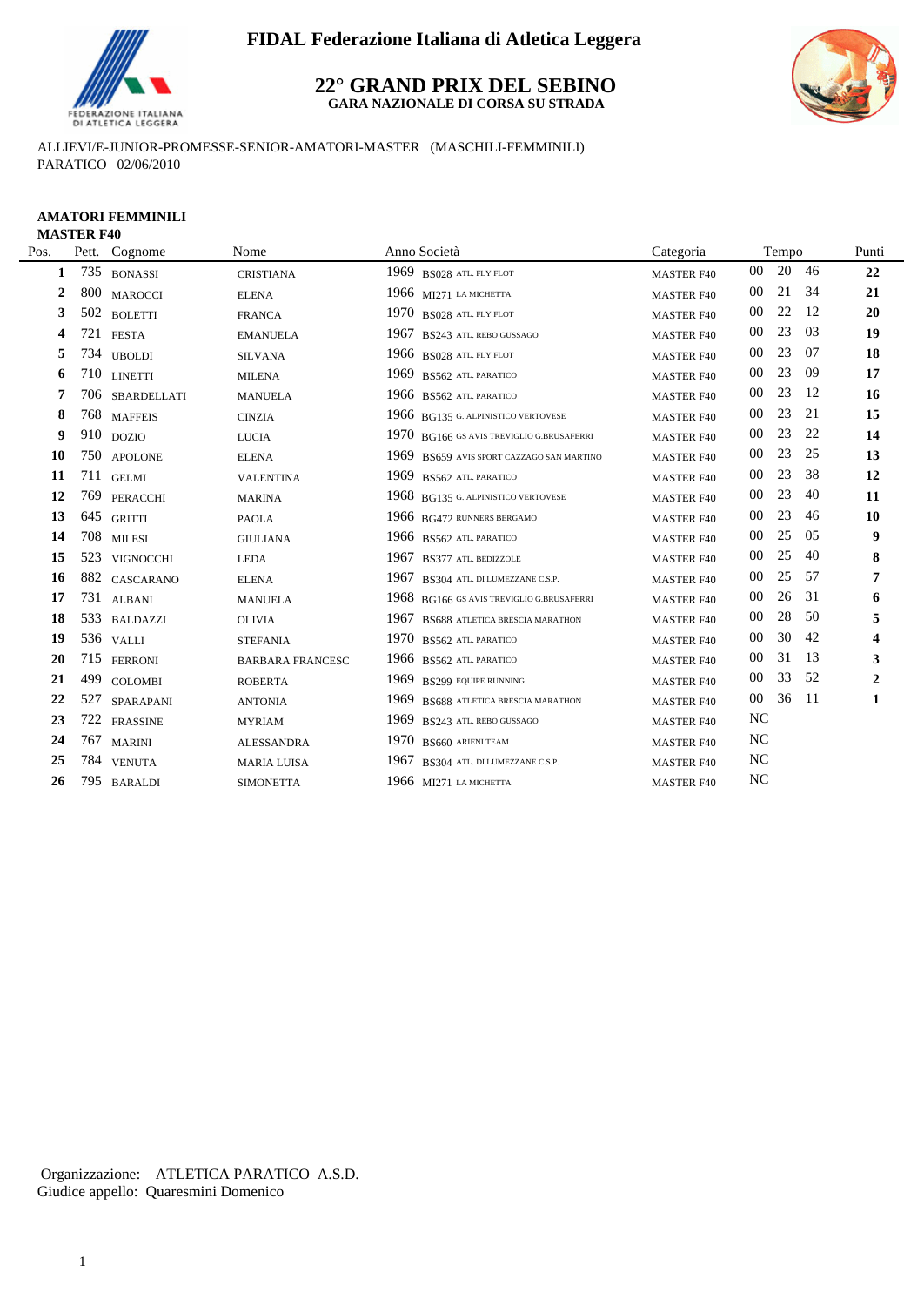**FIDAL Federazione Italiana di Atletica Leggera**

## 22° GRAND PRIX DEL SEBINO

**GARA NAZIONALE DI CORSA SU STRADA**

ALLIEVI/E-JUNIOR-PROMESSE-SENIOR-AMATORI-MASTER (MASCHILI-FEMMINILI)
PARATICO 02/06/2010

**AMATORI FEMMINILI**
**MASTER F40**

| Pos. | Pett. | Cognome | Nome | Anno | Società | Categoria | Tempo | | | Punti |
|---|---|---|---|---|---|---|---|---|---|---|
| 1 | 735 | BONASSI | CRISTIANA | 1969 | BS028 ATL. FLY FLOT | MASTER F40 | 00 | 20 | 46 | 22 |
| 2 | 800 | MAROCCI | ELENA | 1966 | MI271 LA MICHETTA | MASTER F40 | 00 | 21 | 34 | 21 |
| 3 | 502 | BOLETTI | FRANCA | 1970 | BS028 ATL. FLY FLOT | MASTER F40 | 00 | 22 | 12 | 20 |
| 4 | 721 | FESTA | EMANUELA | 1967 | BS243 ATL. REBO GUSSAGO | MASTER F40 | 00 | 23 | 03 | 19 |
| 5 | 734 | UBOLDI | SILVANA | 1966 | BS028 ATL. FLY FLOT | MASTER F40 | 00 | 23 | 07 | 18 |
| 6 | 710 | LINETTI | MILENA | 1969 | BS562 ATL. PARATICO | MASTER F40 | 00 | 23 | 09 | 17 |
| 7 | 706 | SBARDELLATI | MANUELA | 1966 | BS562 ATL. PARATICO | MASTER F40 | 00 | 23 | 12 | 16 |
| 8 | 768 | MAFFEIS | CINZIA | 1966 | BG135 G. ALPINISTICO VERTOVESE | MASTER F40 | 00 | 23 | 21 | 15 |
| 9 | 910 | DOZIO | LUCIA | 1970 | BG166 GS AVIS TREVIGLIO G.BRUSAFERRI | MASTER F40 | 00 | 23 | 22 | 14 |
| 10 | 750 | APOLONE | ELENA | 1969 | BS659 AVIS SPORT CAZZAGO SAN MARTINO | MASTER F40 | 00 | 23 | 25 | 13 |
| 11 | 711 | GELMI | VALENTINA | 1969 | BS562 ATL. PARATICO | MASTER F40 | 00 | 23 | 38 | 12 |
| 12 | 769 | PERACCHI | MARINA | 1968 | BG135 G. ALPINISTICO VERTOVESE | MASTER F40 | 00 | 23 | 40 | 11 |
| 13 | 645 | GRITTI | PAOLA | 1966 | BG472 RUNNERS BERGAMO | MASTER F40 | 00 | 23 | 46 | 10 |
| 14 | 708 | MILESI | GIULIANA | 1966 | BS562 ATL. PARATICO | MASTER F40 | 00 | 25 | 05 | 9 |
| 15 | 523 | VIGNOCCHI | LEDA | 1967 | BS377 ATL. BEDIZZOLE | MASTER F40 | 00 | 25 | 40 | 8 |
| 16 | 882 | CASCARANO | ELENA | 1967 | BS304 ATL. DI LUMEZZANE C.S.P. | MASTER F40 | 00 | 25 | 57 | 7 |
| 17 | 731 | ALBANI | MANUELA | 1968 | BG166 GS AVIS TREVIGLIO G.BRUSAFERRI | MASTER F40 | 00 | 26 | 31 | 6 |
| 18 | 533 | BALDAZZI | OLIVIA | 1967 | BS688 ATLETICA BRESCIA MARATHON | MASTER F40 | 00 | 28 | 50 | 5 |
| 19 | 536 | VALLI | STEFANIA | 1970 | BS562 ATL. PARATICO | MASTER F40 | 00 | 30 | 42 | 4 |
| 20 | 715 | FERRONI | BARBARA FRANCESC | 1966 | BS562 ATL. PARATICO | MASTER F40 | 00 | 31 | 13 | 3 |
| 21 | 499 | COLOMBI | ROBERTA | 1969 | BS299 EQUIPE RUNNING | MASTER F40 | 00 | 33 | 52 | 2 |
| 22 | 527 | SPARAPANI | ANTONIA | 1969 | BS688 ATLETICA BRESCIA MARATHON | MASTER F40 | 00 | 36 | 11 | 1 |
| 23 | 722 | FRASSINE | MYRIAM | 1969 | BS243 ATL. REBO GUSSAGO | MASTER F40 | NC | | | |
| 24 | 767 | MARINI | ALESSANDRA | 1970 | BS660 ARIENI TEAM | MASTER F40 | NC | | | |
| 25 | 784 | VENUTA | MARIA LUISA | 1967 | BS304 ATL. DI LUMEZZANE C.S.P. | MASTER F40 | NC | | | |
| 26 | 795 | BARALDI | SIMONETTA | 1966 | MI271 LA MICHETTA | MASTER F40 | NC | | | |

Organizzazione: ATLETICA PARATICO A.S.D.
Giudice appello: Quaresmini Domenico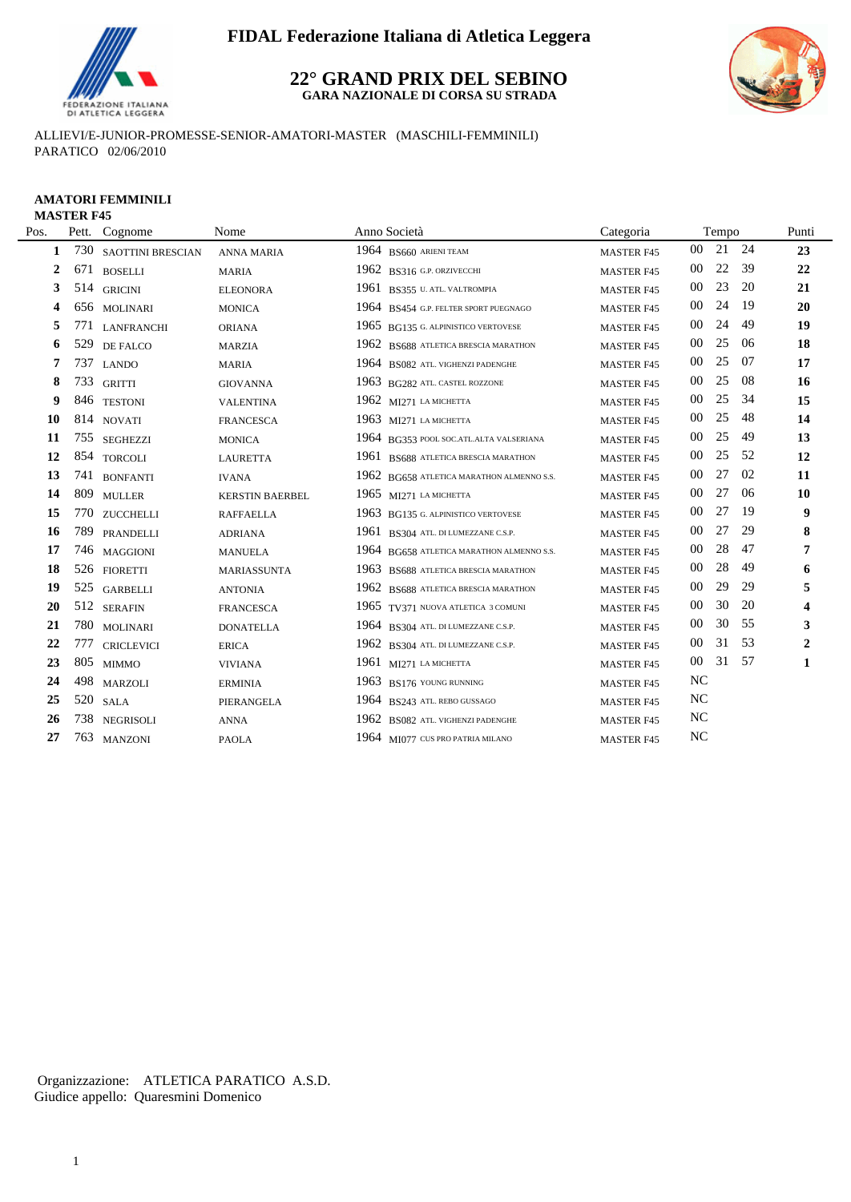**FIDAL Federazione Italiana di Atletica Leggera**

# 22° GRAND PRIX DEL SEBINO

**GARA NAZIONALE DI CORSA SU STRADA**

ALLIEVI/E-JUNIOR-PROMESSE-SENIOR-AMATORI-MASTER (MASCHILI-FEMMINILI)
PARATICO 02/06/2010

**AMATORI FEMMINILI**
**MASTER F45**

| Pos. | Pett. | Cognome | Nome | Anno | Società | Categoria | Tempo | Punti |
|---|---|---|---|---|---|---|---|---|
| 1 | 730 | SAOTTINI BRESCIAN | ANNA MARIA | 1964 | BS660 ARIENI TEAM | MASTER F45 | 00 21 24 | 23 |
| 2 | 671 | BOSELLI | MARIA | 1962 | BS316 G.P. ORZIVECCHI | MASTER F45 | 00 22 39 | 22 |
| 3 | 514 | GRICINI | ELEONORA | 1961 | BS355 U. ATL. VALTROMPIA | MASTER F45 | 00 23 20 | 21 |
| 4 | 656 | MOLINARI | MONICA | 1964 | BS454 G.P. FELTER SPORT PUEGNAGO | MASTER F45 | 00 24 19 | 20 |
| 5 | 771 | LANFRANCHI | ORIANA | 1965 | BG135 G. ALPINISTICO VERTOVESE | MASTER F45 | 00 24 49 | 19 |
| 6 | 529 | DE FALCO | MARZIA | 1962 | BS688 ATLETICA BRESCIA MARATHON | MASTER F45 | 00 25 06 | 18 |
| 7 | 737 | LANDO | MARIA | 1964 | BS082 ATL. VIGHENZI PADENGHE | MASTER F45 | 00 25 07 | 17 |
| 8 | 733 | GRITTI | GIOVANNA | 1963 | BG282 ATL. CASTEL ROZZONE | MASTER F45 | 00 25 08 | 16 |
| 9 | 846 | TESTONI | VALENTINA | 1962 | MI271 LA MICHETTA | MASTER F45 | 00 25 34 | 15 |
| 10 | 814 | NOVATI | FRANCESCA | 1963 | MI271 LA MICHETTA | MASTER F45 | 00 25 48 | 14 |
| 11 | 755 | SEGHEZZI | MONICA | 1964 | BG353 POOL SOC.ATL.ALTA VALSERIANA | MASTER F45 | 00 25 49 | 13 |
| 12 | 854 | TORCOLI | LAURETTA | 1961 | BS688 ATLETICA BRESCIA MARATHON | MASTER F45 | 00 25 52 | 12 |
| 13 | 741 | BONFANTI | IVANA | 1962 | BG658 ATLETICA MARATHON ALMENNO S.S. | MASTER F45 | 00 27 02 | 11 |
| 14 | 809 | MULLER | KERSTIN BAERBEL | 1965 | MI271 LA MICHETTA | MASTER F45 | 00 27 06 | 10 |
| 15 | 770 | ZUCCHELLI | RAFFAELLA | 1963 | BG135 G. ALPINISTICO VERTOVESE | MASTER F45 | 00 27 19 | 9 |
| 16 | 789 | PRANDELLI | ADRIANA | 1961 | BS304 ATL. DI LUMEZZANE C.S.P. | MASTER F45 | 00 27 29 | 8 |
| 17 | 746 | MAGGIONI | MANUELA | 1964 | BG658 ATLETICA MARATHON ALMENNO S.S. | MASTER F45 | 00 28 47 | 7 |
| 18 | 526 | FIORETTI | MARIASSUNTA | 1963 | BS688 ATLETICA BRESCIA MARATHON | MASTER F45 | 00 28 49 | 6 |
| 19 | 525 | GARBELLI | ANTONIA | 1962 | BS688 ATLETICA BRESCIA MARATHON | MASTER F45 | 00 29 29 | 5 |
| 20 | 512 | SERAFIN | FRANCESCA | 1965 | TV371 NUOVA ATLETICA 3 COMUNI | MASTER F45 | 00 30 20 | 4 |
| 21 | 780 | MOLINARI | DONATELLA | 1964 | BS304 ATL. DI LUMEZZANE C.S.P. | MASTER F45 | 00 30 55 | 3 |
| 22 | 777 | CRICLEVICI | ERICA | 1962 | BS304 ATL. DI LUMEZZANE C.S.P. | MASTER F45 | 00 31 53 | 2 |
| 23 | 805 | MIMMO | VIVIANA | 1961 | MI271 LA MICHETTA | MASTER F45 | 00 31 57 | 1 |
| 24 | 498 | MARZOLI | ERMINIA | 1963 | BS176 YOUNG RUNNING | MASTER F45 | NC | |
| 25 | 520 | SALA | PIERANGELA | 1964 | BS243 ATL. REBO GUSSAGO | MASTER F45 | NC | |
| 26 | 738 | NEGRISOLI | ANNA | 1962 | BS082 ATL. VIGHENZI PADENGHE | MASTER F45 | NC | |
| 27 | 763 | MANZONI | PAOLA | 1964 | MI077 CUS PRO PATRIA MILANO | MASTER F45 | NC | |

Organizzazione: ATLETICA PARATICO A.S.D.
Giudice appello: Quaresmini Domenico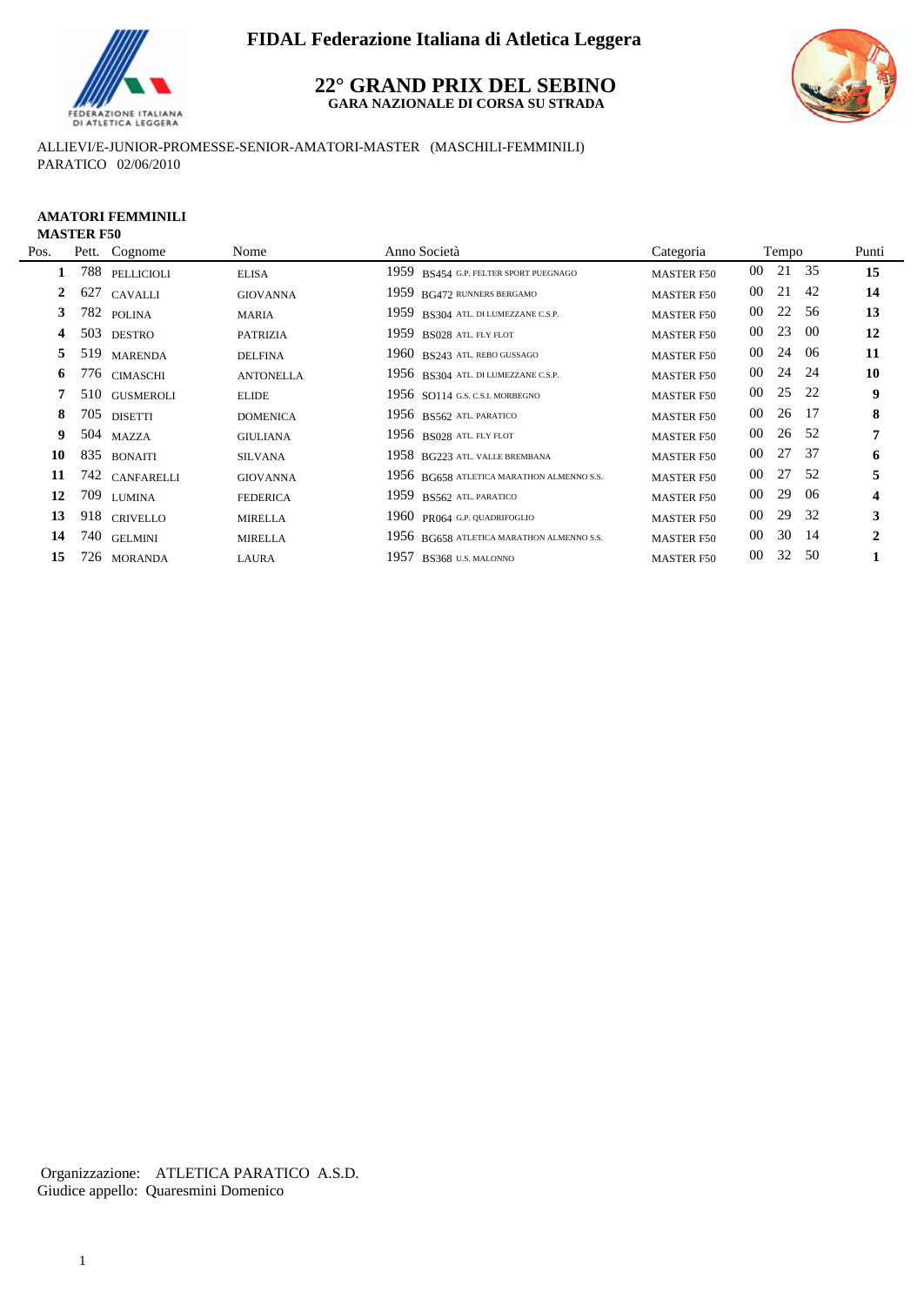**FIDAL Federazione Italiana di Atletica Leggera**

## 22° GRAND PRIX DEL SEBINO

**GARA NAZIONALE DI CORSA SU STRADA**

ALLIEVI/E-JUNIOR-PROMESSE-SENIOR-AMATORI-MASTER (MASCHILI-FEMMINILI)
PARATICO 02/06/2010

**AMATORI FEMMINILI**
**MASTER F50**

| Pos. | Pett. | Cognome | Nome | Anno | Società | Categoria | Tempo | | | Punti |
|---|---|---|---|---|---|---|---|---|---|---|
| 1 | 788 | PELLICIOLI | ELISA | 1959 | BS454 G.P. FELTER SPORT PUEGNAGO | MASTER F50 | 00 | 21 | 35 | 15 |
| 2 | 627 | CAVALLI | GIOVANNA | 1959 | BG472 RUNNERS BERGAMO | MASTER F50 | 00 | 21 | 42 | 14 |
| 3 | 782 | POLINA | MARIA | 1959 | BS304 ATL. DI LUMEZZANE C.S.P. | MASTER F50 | 00 | 22 | 56 | 13 |
| 4 | 503 | DESTRO | PATRIZIA | 1959 | BS028 ATL. FLY FLOT | MASTER F50 | 00 | 23 | 00 | 12 |
| 5 | 519 | MARENDA | DELFINA | 1960 | BS243 ATL. REBO GUSSAGO | MASTER F50 | 00 | 24 | 06 | 11 |
| 6 | 776 | CIMASCHI | ANTONELLA | 1956 | BS304 ATL. DI LUMEZZANE C.S.P. | MASTER F50 | 00 | 24 | 24 | 10 |
| 7 | 510 | GUSMEROLI | ELIDE | 1956 | SO114 G.S. C.S.I. MORBEGNO | MASTER F50 | 00 | 25 | 22 | 9 |
| 8 | 705 | DISETTI | DOMENICA | 1956 | BS562 ATL. PARATICO | MASTER F50 | 00 | 26 | 17 | 8 |
| 9 | 504 | MAZZA | GIULIANA | 1956 | BS028 ATL. FLY FLOT | MASTER F50 | 00 | 26 | 52 | 7 |
| 10 | 835 | BONAITI | SILVANA | 1958 | BG223 ATL. VALLE BREMBANA | MASTER F50 | 00 | 27 | 37 | 6 |
| 11 | 742 | CANFARELLI | GIOVANNA | 1956 | BG658 ATLETICA MARATHON ALMENNO S.S. | MASTER F50 | 00 | 27 | 52 | 5 |
| 12 | 709 | LUMINA | FEDERICA | 1959 | BS562 ATL. PARATICO | MASTER F50 | 00 | 29 | 06 | 4 |
| 13 | 918 | CRIVELLO | MIRELLA | 1960 | PR064 G.P. QUADRIFOGLIO | MASTER F50 | 00 | 29 | 32 | 3 |
| 14 | 740 | GELMINI | MIRELLA | 1956 | BG658 ATLETICA MARATHON ALMENNO S.S. | MASTER F50 | 00 | 30 | 14 | 2 |
| 15 | 726 | MORANDA | LAURA | 1957 | BS368 U.S. MALONNO | MASTER F50 | 00 | 32 | 50 | 1 |

Organizzazione: ATLETICA PARATICO A.S.D.
Giudice appello: Quaresmini Domenico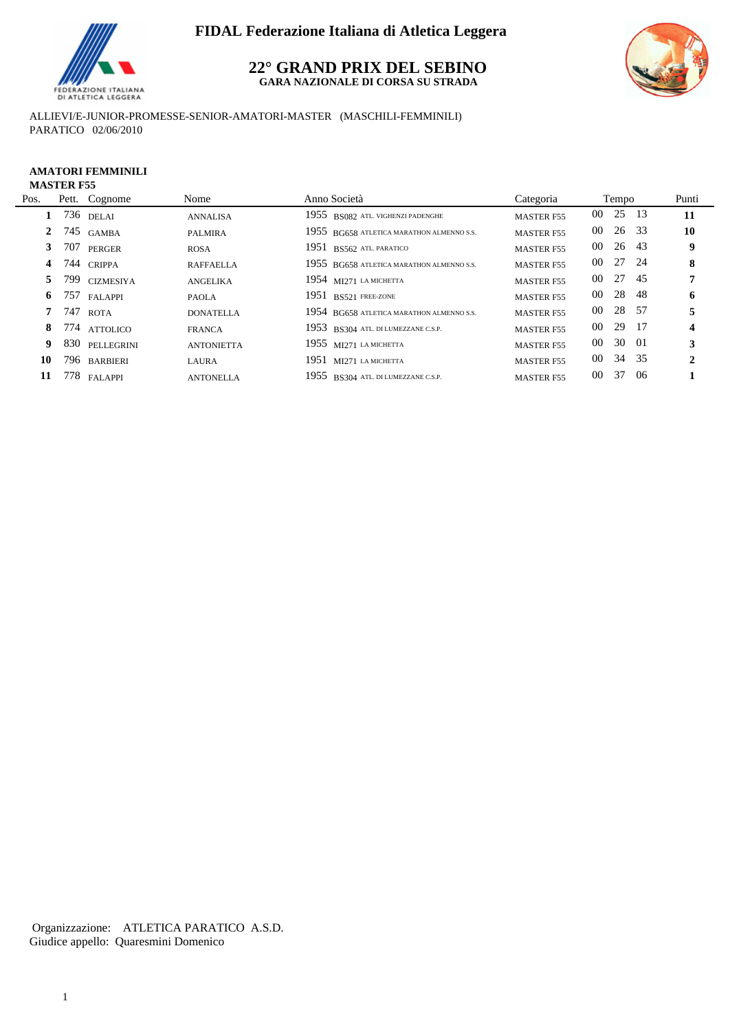**FIDAL Federazione Italiana di Atletica Leggera**

## 22° GRAND PRIX DEL SEBINO

**GARA NAZIONALE DI CORSA SU STRADA**

ALLIEVI/E-JUNIOR-PROMESSE-SENIOR-AMATORI-MASTER (MASCHILI-FEMMINILI)
PARATICO 02/06/2010

**AMATORI FEMMINILI**
**MASTER F55**

| Pos. | Pett. | Cognome | Nome | Anno | Società | Categoria | Tempo | Punti |
|---|---|---|---|---|---|---|---|---|
| 1 | 736 | DELAI | ANNALISA | 1955 | BS082 ATL. VIGHENZI PADENGHE | MASTER F55 | 00 25 13 | 11 |
| 2 | 745 | GAMBA | PALMIRA | 1955 | BG658 ATLETICA MARATHON ALMENNO S.S. | MASTER F55 | 00 26 33 | 10 |
| 3 | 707 | PERGER | ROSA | 1951 | BS562 ATL. PARATICO | MASTER F55 | 00 26 43 | 9 |
| 4 | 744 | CRIPPA | RAFFAELLA | 1955 | BG658 ATLETICA MARATHON ALMENNO S.S. | MASTER F55 | 00 27 24 | 8 |
| 5 | 799 | CIZMESIYA | ANGELIKA | 1954 | MI271 LA MICHETTA | MASTER F55 | 00 27 45 | 7 |
| 6 | 757 | FALAPPI | PAOLA | 1951 | BS521 FREE-ZONE | MASTER F55 | 00 28 48 | 6 |
| 7 | 747 | ROTA | DONATELLA | 1954 | BG658 ATLETICA MARATHON ALMENNO S.S. | MASTER F55 | 00 28 57 | 5 |
| 8 | 774 | ATTOLICO | FRANCA | 1953 | BS304 ATL. DI LUMEZZANE C.S.P. | MASTER F55 | 00 29 17 | 4 |
| 9 | 830 | PELLEGRINI | ANTONIETTA | 1955 | MI271 LA MICHETTA | MASTER F55 | 00 30 01 | 3 |
| 10 | 796 | BARBIERI | LAURA | 1951 | MI271 LA MICHETTA | MASTER F55 | 00 34 35 | 2 |
| 11 | 778 | FALAPPI | ANTONELLA | 1955 | BS304 ATL. DI LUMEZZANE C.S.P. | MASTER F55 | 00 37 06 | 1 |

Organizzazione: ATLETICA PARATICO A.S.D.
Giudice appello: Quaresmini Domenico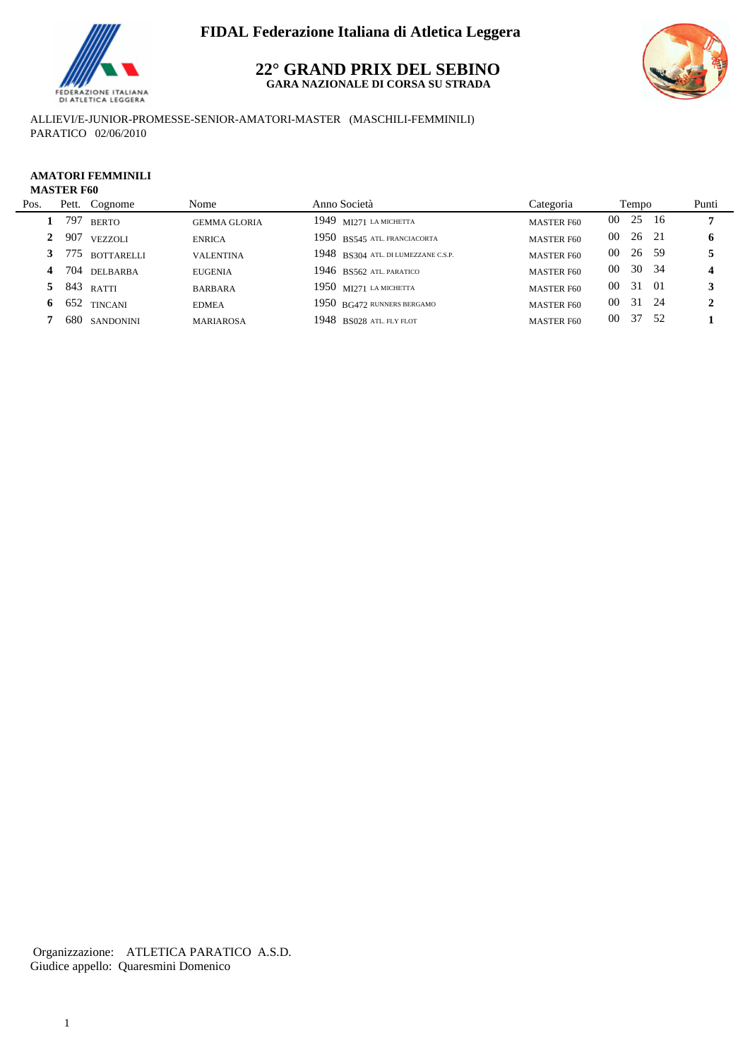**FIDAL Federazione Italiana di Atletica Leggera**

## 22° GRAND PRIX DEL SEBINO

**GARA NAZIONALE DI CORSA SU STRADA**

ALLIEVI/E-JUNIOR-PROMESSE-SENIOR-AMATORI-MASTER (MASCHILI-FEMMINILI)
PARATICO 02/06/2010

**AMATORI FEMMINILI**
**MASTER F60**

| Pos. | Pett. | Cognome | Nome | Anno | Società | Categoria | Tempo | Punti |
|---|---|---|---|---|---|---|---|---|
| **1** | 797 | BERTO | GEMMA GLORIA | 1949 | MI271 LA MICHETTA | MASTER F60 | 00 25 16 | **7** |
| **2** | 907 | VEZZOLI | ENRICA | 1950 | BS545 ATL. FRANCIACORTA | MASTER F60 | 00 26 21 | **6** |
| **3** | 775 | BOTTARELLI | VALENTINA | 1948 | BS304 ATL. DI LUMEZZANE C.S.P. | MASTER F60 | 00 26 59 | **5** |
| **4** | 704 | DELBARBA | EUGENIA | 1946 | BS562 ATL. PARATICO | MASTER F60 | 00 30 34 | **4** |
| **5** | 843 | RATTI | BARBARA | 1950 | MI271 LA MICHETTA | MASTER F60 | 00 31 01 | **3** |
| **6** | 652 | TINCANI | EDMEA | 1950 | BG472 RUNNERS BERGAMO | MASTER F60 | 00 31 24 | **2** |
| **7** | 680 | SANDONINI | MARIAROSA | 1948 | BS028 ATL. FLY FLOT | MASTER F60 | 00 37 52 | **1** |

Organizzazione: ATLETICA PARATICO A.S.D.
Giudice appello: Quaresmini Domenico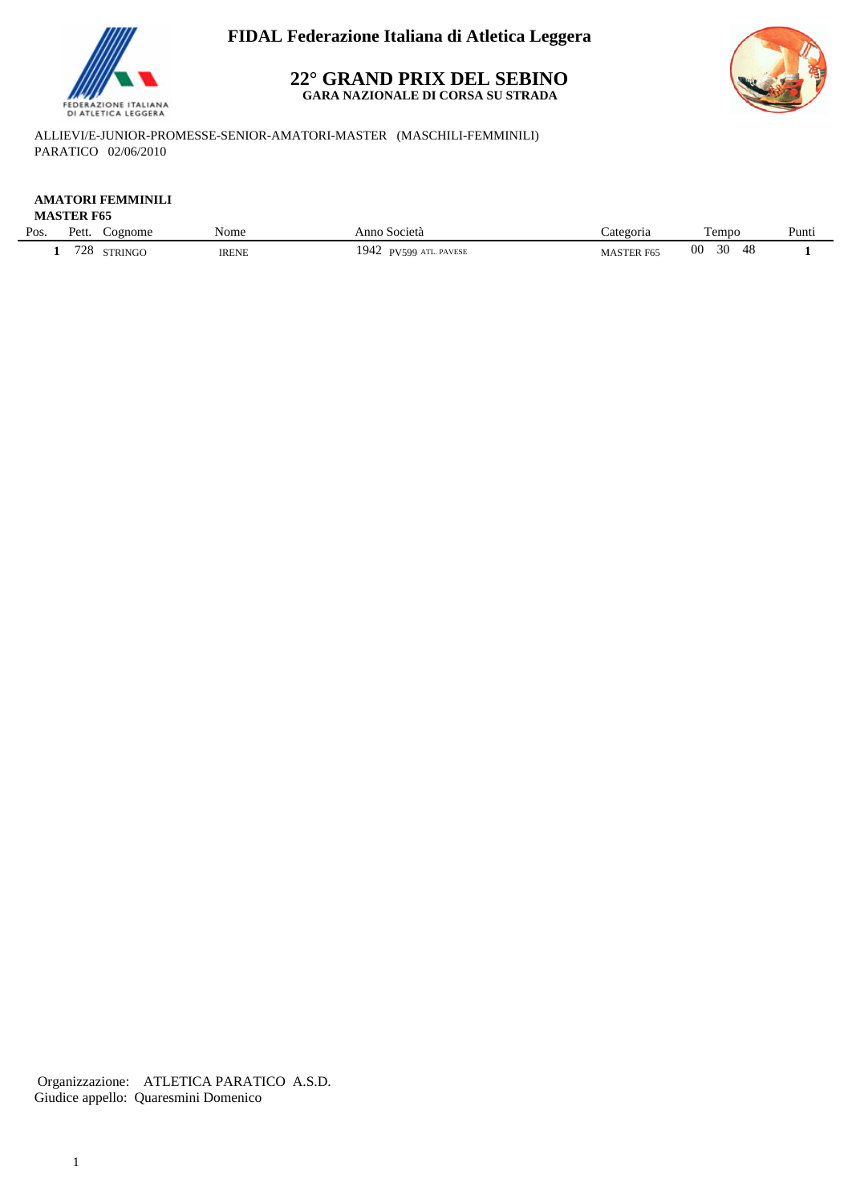**FIDAL Federazione Italiana di Atletica Leggera**

## 22° GRAND PRIX DEL SEBINO

**GARA NAZIONALE DI CORSA SU STRADA**

ALLIEVI/E-JUNIOR-PROMESSE-SENIOR-AMATORI-MASTER (MASCHILI-FEMMINILI)
PARATICO 02/06/2010

**AMATORI FEMMINILI**
**MASTER F65**

| Pos. | Pett. | Cognome | Nome | Anno | Società | Categoria | Tempo | Punti |
|---|---|---|---|---|---|---|---|---|
| **1** | 728 | STRINGO | IRENE | 1942 | PV599 ATL. PAVESE | MASTER F65 | 00 30 48 | **1** |

Organizzazione: ATLETICA PARATICO A.S.D.
Giudice appello: Quaresmini Domenico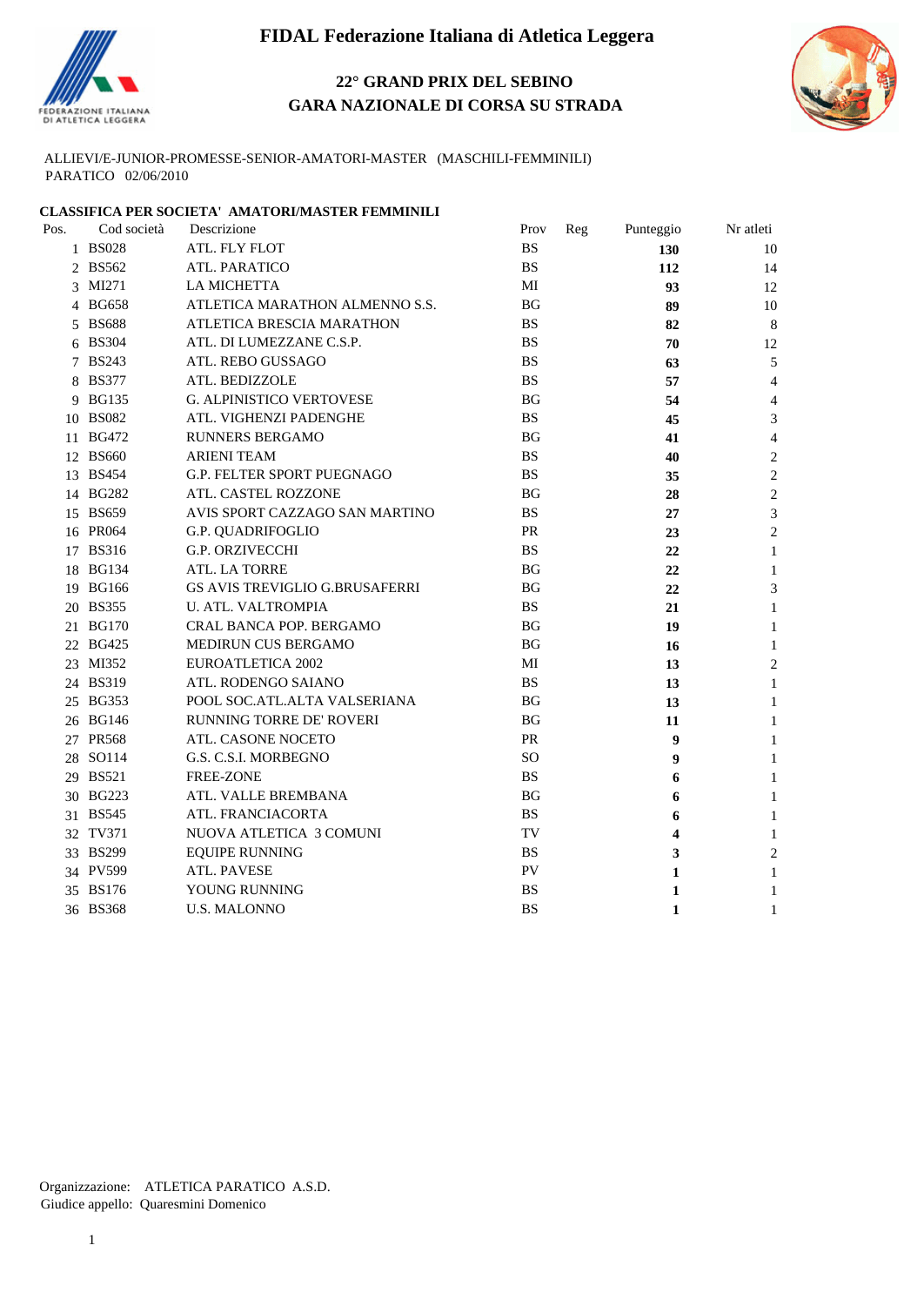# FIDAL Federazione Italiana di Atletica Leggera

## 22° GRAND PRIX DEL SEBINO
## GARA NAZIONALE DI CORSA SU STRADA

ALLIEVI/E-JUNIOR-PROMESSE-SENIOR-AMATORI-MASTER (MASCHILI-FEMMINILI)
PARATICO 02/06/2010

**CLASSIFICA PER SOCIETA' AMATORI/MASTER FEMMINILI**

| Pos. | Cod società | Descrizione | Prov | Reg | Punteggio | Nr atleti |
|---|---|---|---|---|---|---|
| 1 | BS028 | ATL. FLY FLOT | BS | | **130** | 10 |
| 2 | BS562 | ATL. PARATICO | BS | | **112** | 14 |
| 3 | MI271 | LA MICHETTA | MI | | **93** | 12 |
| 4 | BG658 | ATLETICA MARATHON ALMENNO S.S. | BG | | **89** | 10 |
| 5 | BS688 | ATLETICA BRESCIA MARATHON | BS | | **82** | 8 |
| 6 | BS304 | ATL. DI LUMEZZANE C.S.P. | BS | | **70** | 12 |
| 7 | BS243 | ATL. REBO GUSSAGO | BS | | **63** | 5 |
| 8 | BS377 | ATL. BEDIZZOLE | BS | | **57** | 4 |
| 9 | BG135 | G. ALPINISTICO VERTOVESE | BG | | **54** | 4 |
| 10 | BS082 | ATL. VIGHENZI PADENGHE | BS | | **45** | 3 |
| 11 | BG472 | RUNNERS BERGAMO | BG | | **41** | 4 |
| 12 | BS660 | ARIENI TEAM | BS | | **40** | 2 |
| 13 | BS454 | G.P. FELTER SPORT PUEGNAGO | BS | | **35** | 2 |
| 14 | BG282 | ATL. CASTEL ROZZONE | BG | | **28** | 2 |
| 15 | BS659 | AVIS SPORT CAZZAGO SAN MARTINO | BS | | **27** | 3 |
| 16 | PR064 | G.P. QUADRIFOGLIO | PR | | **23** | 2 |
| 17 | BS316 | G.P. ORZIVECCHI | BS | | **22** | 1 |
| 18 | BG134 | ATL. LA TORRE | BG | | **22** | 1 |
| 19 | BG166 | GS AVIS TREVIGLIO G.BRUSAFERRI | BG | | **22** | 3 |
| 20 | BS355 | U. ATL. VALTROMPIA | BS | | **21** | 1 |
| 21 | BG170 | CRAL BANCA POP. BERGAMO | BG | | **19** | 1 |
| 22 | BG425 | MEDIRUN CUS BERGAMO | BG | | **16** | 1 |
| 23 | MI352 | EUROATLETICA 2002 | MI | | **13** | 2 |
| 24 | BS319 | ATL. RODENGO SAIANO | BS | | **13** | 1 |
| 25 | BG353 | POOL SOC.ATL.ALTA VALSERIANA | BG | | **13** | 1 |
| 26 | BG146 | RUNNING TORRE DE' ROVERI | BG | | **11** | 1 |
| 27 | PR568 | ATL. CASONE NOCETO | PR | | **9** | 1 |
| 28 | SO114 | G.S. C.S.I. MORBEGNO | SO | | **9** | 1 |
| 29 | BS521 | FREE-ZONE | BS | | **6** | 1 |
| 30 | BG223 | ATL. VALLE BREMBANA | BG | | **6** | 1 |
| 31 | BS545 | ATL. FRANCIACORTA | BS | | **6** | 1 |
| 32 | TV371 | NUOVA ATLETICA 3 COMUNI | TV | | **4** | 1 |
| 33 | BS299 | EQUIPE RUNNING | BS | | **3** | 2 |
| 34 | PV599 | ATL. PAVESE | PV | | **1** | 1 |
| 35 | BS176 | YOUNG RUNNING | BS | | **1** | 1 |
| 36 | BS368 | U.S. MALONNO | BS | | **1** | 1 |

Organizzazione: ATLETICA PARATICO A.S.D.
Giudice appello: Quaresmini Domenico